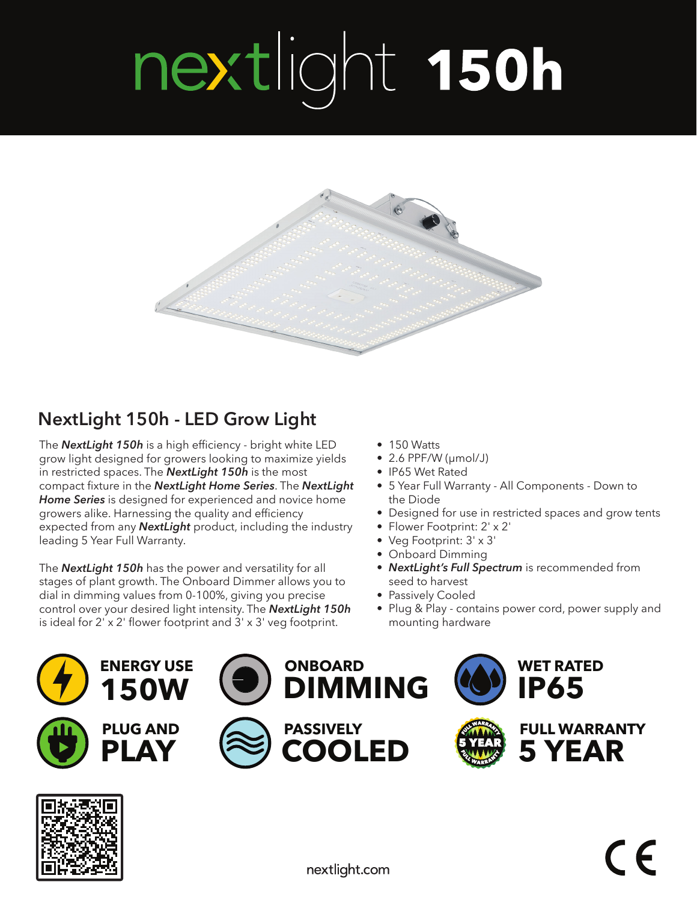# nextlight 150h

## NextLight 150h - LED Grow Light

The ***NextLight 150h*** is a high efficiency - bright white LED grow light designed for growers looking to maximize yields in restricted spaces. The ***NextLight 150h*** is the most compact fixture in the ***NextLight Home Series***. The ***NextLight Home Series*** is designed for experienced and novice home growers alike. Harnessing the quality and efficiency expected from any ***NextLight*** product, including the industry leading 5 Year Full Warranty.

The ***NextLight 150h*** has the power and versatility for all stages of plant growth. The Onboard Dimmer allows you to dial in dimming values from 0-100%, giving you precise control over your desired light intensity. The ***NextLight 150h*** is ideal for 2' x 2' flower footprint and 3' x 3' veg footprint.

- 150 Watts
- 2.6 PPF/W (μmol/J)
- IP65 Wet Rated
- 5 Year Full Warranty - All Components - Down to the Diode
- Designed for use in restricted spaces and grow tents
- Flower Footprint: 2' x 2'
- Veg Footprint: 3' x 3'
- Onboard Dimming
- ***NextLight's Full Spectrum*** is recommended from seed to harvest
- Passively Cooled
- Plug & Play - contains power cord, power supply and mounting hardware

**ENERGY USE 150W**

**ONBOARD DIMMING**

**WET RATED IP65**

**PLUG AND PLAY**

**PASSIVELY COOLED**

**FULL WARRANTY 5 YEAR**

nextlight.com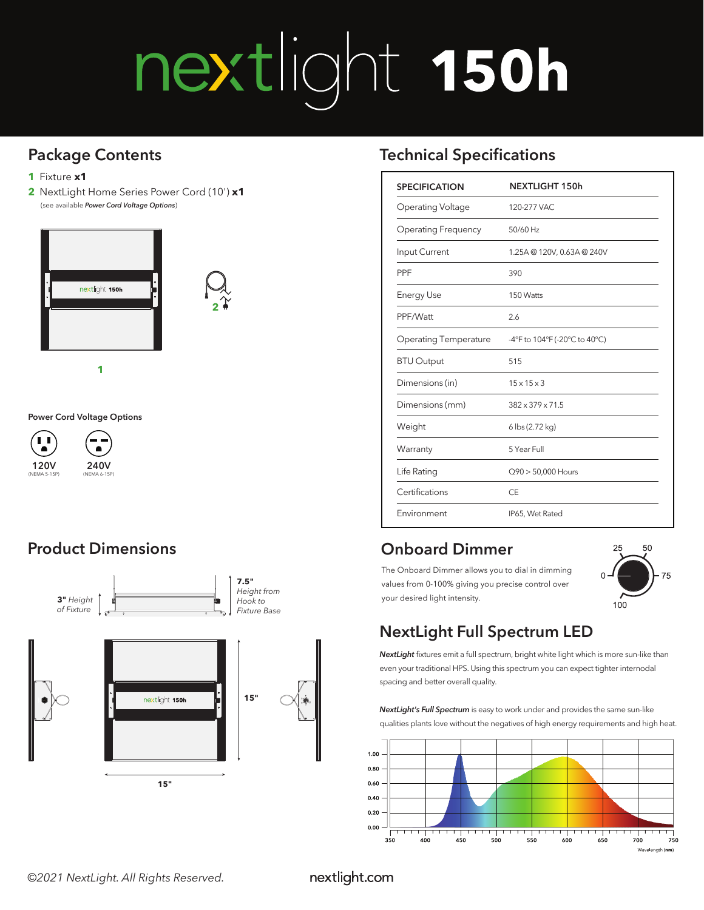# nextlight 150h

## Package Contents

1. Fixture **x1**
2. NextLight Home Series Power Cord (10') **x1**
   (see available ***Power Cord Voltage Options***)

1

2

**Power Cord Voltage Options**

120V
(NEMA 5-15P)

240V
(NEMA 6-15P)

## Technical Specifications

| SPECIFICATION | NEXTLIGHT 150h |
|---|---|
| Operating Voltage | 120-277 VAC |
| Operating Frequency | 50/60 Hz |
| Input Current | 1.25A @ 120V, 0.63A @ 240V |
| PPF | 390 |
| Energy Use | 150 Watts |
| PPF/Watt | 2.6 |
| Operating Temperature | -4°F to 104°F (-20°C to 40°C) |
| BTU Output | 515 |
| Dimensions (in) | 15 x 15 x 3 |
| Dimensions (mm) | 382 x 379 x 71.5 |
| Weight | 6 lbs (2.72 kg) |
| Warranty | 5 Year Full |
| Life Rating | Q90 > 50,000 Hours |
| Certifications | CE |
| Environment | IP65, Wet Rated |

## Product Dimensions

**3"** *Height of Fixture*

**7.5"** *Height from Hook to Fixture Base*

15"

15"

## Onboard Dimmer

The Onboard Dimmer allows you to dial in dimming values from 0-100% giving you precise control over your desired light intensity.

0 25 50 75 100

## NextLight Full Spectrum LED

***NextLight*** fixtures emit a full spectrum, bright white light which is more sun-like than even your traditional HPS. Using this spectrum you can expect tighter internodal spacing and better overall quality.

***NextLight's Full Spectrum*** is easy to work under and provides the same sun-like qualities plants love without the negatives of high energy requirements and high heat.

1.00
0.80
0.60
0.40
0.20
0.00

350 400 450 500 550 600 650 700 750

Wavelength (**nm**)

*©2021 NextLight. All Rights Reserved.*

nextlight.com